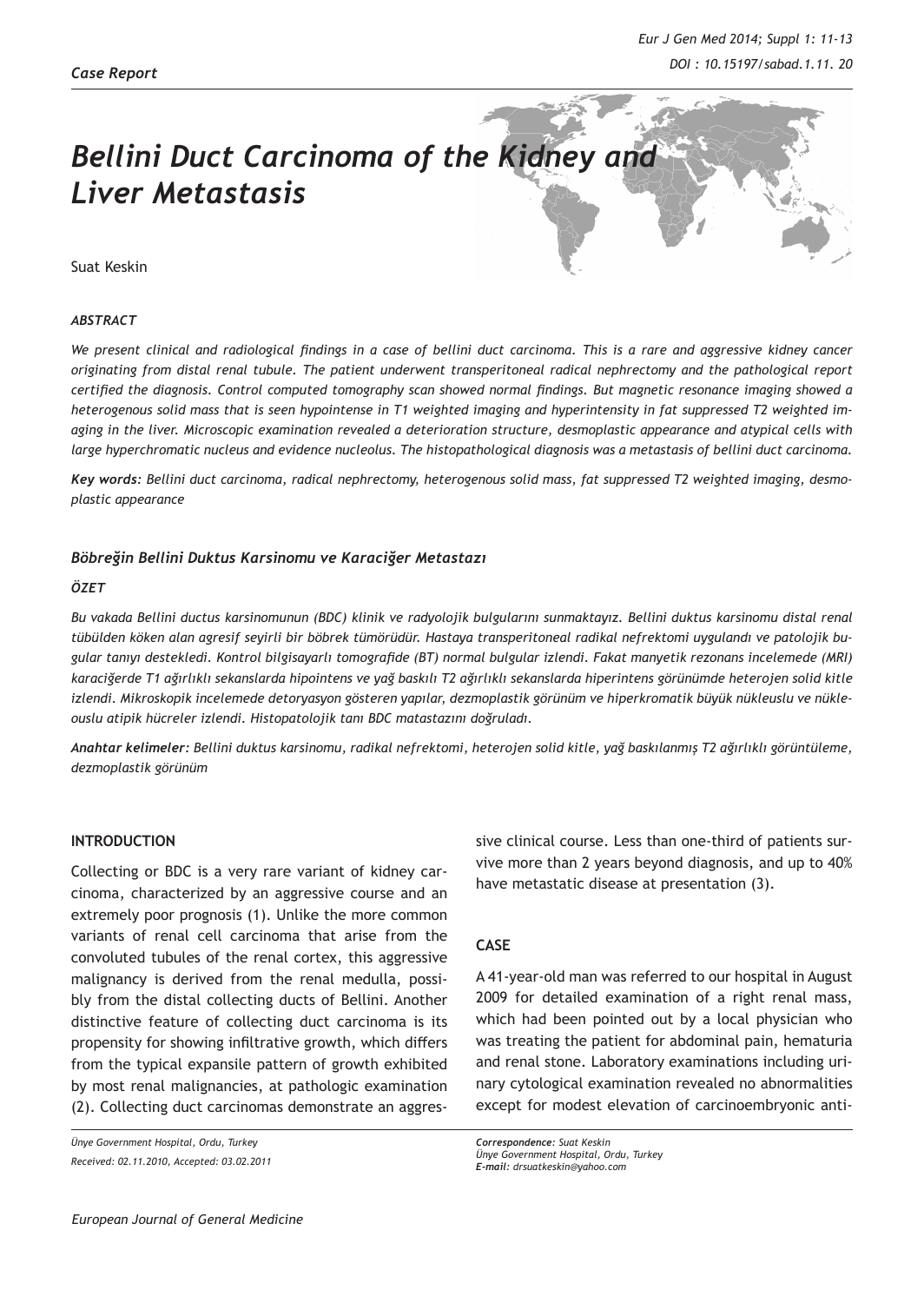*Case Report*

# *Bellini Duct Carcinoma of the Kidney and Liver Metastasis*

Suat Keskin

### *ABSTRACT*

*We present clinical and radiological findings in a case of bellini duct carcinoma. This is a rare and aggressive kidney cancer originating from distal renal tubule. The patient underwent transperitoneal radical nephrectomy and the pathological report certified the diagnosis. Control computed tomography scan showed normal findings. But magnetic resonance imaging showed a heterogenous solid mass that is seen hypointense in T1 weighted imaging and hyperintensity in fat suppressed T2 weighted imaging in the liver. Microscopic examination revealed a deterioration structure, desmoplastic appearance and atypical cells with large hyperchromatic nucleus and evidence nucleolus. The histopathological diagnosis was a metastasis of bellini duct carcinoma.*

***Key words:** Bellini duct carcinoma, radical nephrectomy, heterogenous solid mass, fat suppressed T2 weighted imaging, desmoplastic appearance*

### *Böbreğin Bellini Duktus Karsinomu ve Karaciğer Metastazı*

### *ÖZET*

*Bu vakada Bellini ductus karsinomunun (BDC) klinik ve radyolojik bulgularını sunmaktayız. Bellini duktus karsinomu distal renal tübülden köken alan agresif seyirli bir böbrek tümörüdür. Hastaya transperitoneal radikal nefrektomi uygulandı ve patolojik bugular tanıyı destekledi. Kontrol bilgisayarlı tomografide (BT) normal bulgular izlendi. Fakat manyetik rezonans incelemede (MRI) karaciğerde T1 ağırlıklı sekanslarda hipointens ve yağ baskılı T2 ağırlıklı sekanslarda hiperintens görünümde heterojen solid kitle izlendi. Mikroskopik incelemede detoryasyon gösteren yapılar, dezmoplastik görünüm ve hiperkromatik büyük nükleuslu ve nükleouslu atipik hücreler izlendi. Histopatolojik tanı BDC matastazını doğruladı.*

***Anahtar kelimeler:** Bellini duktus karsinomu, radikal nefrektomi, heterojen solid kitle, yağ baskılanmış T2 ağırlıklı görüntüleme, dezmoplastik görünüm*

## INTRODUCTION

Collecting or BDC is a very rare variant of kidney carcinoma, characterized by an aggressive course and an extremely poor prognosis (1). Unlike the more common variants of renal cell carcinoma that arise from the convoluted tubules of the renal cortex, this aggressive malignancy is derived from the renal medulla, possibly from the distal collecting ducts of Bellini. Another distinctive feature of collecting duct carcinoma is its propensity for showing infiltrative growth, which differs from the typical expansile pattern of growth exhibited by most renal malignancies, at pathologic examination (2). Collecting duct carcinomas demonstrate an aggressive clinical course. Less than one-third of patients survive more than 2 years beyond diagnosis, and up to 40% have metastatic disease at presentation (3).

## CASE

A 41-year-old man was referred to our hospital in August 2009 for detailed examination of a right renal mass, which had been pointed out by a local physician who was treating the patient for abdominal pain, hematuria and renal stone. Laboratory examinations including urinary cytological examination revealed no abnormalities except for modest elevation of carcinoembryonic anti-

*Ünye Government Hospital, Ordu, Turkey*
*Received: 02.11.2010, Accepted: 03.02.2011*

***Correspondence:** Suat Keskin*
*Ünye Government Hospital, Ordu, Turkey*
***E-mail:** drsuatkeskin@yahoo.com*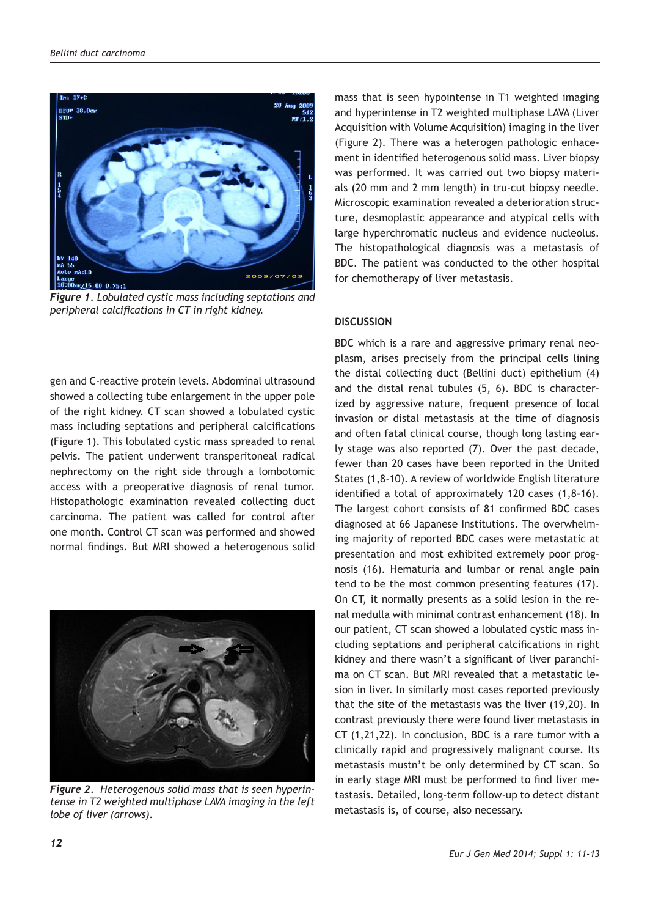*Figure 1*. Lobulated cystic mass including septations and peripheral calcifications in CT in right kidney.

gen and C-reactive protein levels. Abdominal ultrasound showed a collecting tube enlargement in the upper pole of the right kidney. CT scan showed a lobulated cystic mass including septations and peripheral calcifications (Figure 1). This lobulated cystic mass spreaded to renal pelvis. The patient underwent transperitoneal radical nephrectomy on the right side through a lombotomic access with a preoperative diagnosis of renal tumor. Histopathologic examination revealed collecting duct carcinoma. The patient was called for control after one month. Control CT scan was performed and showed normal findings. But MRI showed a heterogenous solid mass that is seen hypointense in T1 weighted imaging and hyperintense in T2 weighted multiphase LAVA (Liver Acquisition with Volume Acquisition) imaging in the liver (Figure 2). There was a heterogen pathologic enhacement in identified heterogenous solid mass. Liver biopsy was performed. It was carried out two biopsy materials (20 mm and 2 mm length) in tru-cut biopsy needle. Microscopic examination revealed a deterioration structure, desmoplastic appearance and atypical cells with large hyperchromatic nucleus and evidence nucleolus. The histopathological diagnosis was a metastasis of BDC. The patient was conducted to the other hospital for chemotherapy of liver metastasis.

*Figure 2*. Heterogenous solid mass that is seen hyperintense in T2 weighted multiphase LAVA imaging in the left lobe of liver (arrows).

## DISCUSSION

BDC which is a rare and aggressive primary renal neoplasm, arises precisely from the principal cells lining the distal collecting duct (Bellini duct) epithelium (4) and the distal renal tubules (5, 6). BDC is characterized by aggressive nature, frequent presence of local invasion or distal metastasis at the time of diagnosis and often fatal clinical course, though long lasting early stage was also reported (7). Over the past decade, fewer than 20 cases have been reported in the United States (1,8-10). A review of worldwide English literature identified a total of approximately 120 cases (1,8–16). The largest cohort consists of 81 confirmed BDC cases diagnosed at 66 Japanese Institutions. The overwhelming majority of reported BDC cases were metastatic at presentation and most exhibited extremely poor prognosis (16). Hematuria and lumbar or renal angle pain tend to be the most common presenting features (17). On CT, it normally presents as a solid lesion in the renal medulla with minimal contrast enhancement (18). In our patient, CT scan showed a lobulated cystic mass including septations and peripheral calcifications in right kidney and there wasn't a significant of liver paranchima on CT scan. But MRI revealed that a metastatic lesion in liver. In similarly most cases reported previously that the site of the metastasis was the liver (19,20). In contrast previously there were found liver metastasis in CT (1,21,22). In conclusion, BDC is a rare tumor with a clinically rapid and progressively malignant course. Its metastasis mustn't be only determined by CT scan. So in early stage MRI must be performed to find liver metastasis. Detailed, long-term follow-up to detect distant metastasis is, of course, also necessary.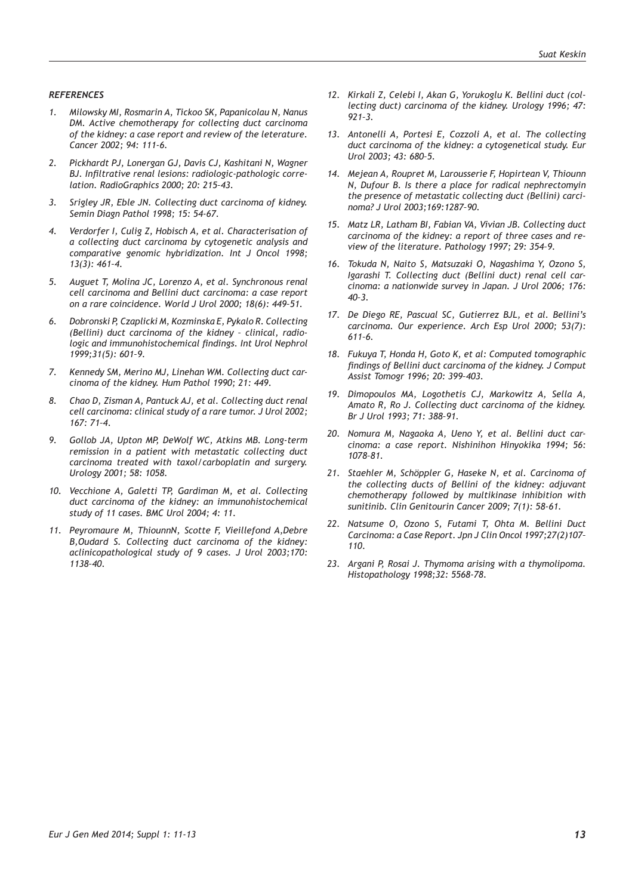***REFERENCES***

1. *Milowsky MI, Rosmarin A, Tickoo SK, Papanicolau N, Nanus DM. Active chemotherapy for collecting duct carcinoma of the kidney: a case report and review of the leterature. Cancer 2002; 94: 111-6.*
2. *Pickhardt PJ, Lonergan GJ, Davis CJ, Kashitani N, Wagner BJ. Infiltrative renal lesions: radiologic-pathologic correlation. RadioGraphics 2000; 20: 215-43.*
3. *Srigley JR, Eble JN. Collecting duct carcinoma of kidney. Semin Diagn Pathol 1998; 15: 54-67.*
4. *Verdorfer I, Culig Z, Hobisch A, et al. Characterisation of a collecting duct carcinoma by cytogenetic analysis and comparative genomic hybridization. Int J Oncol 1998; 13(3): 461-4.*
5. *Auguet T, Molina JC, Lorenzo A, et al. Synchronous renal cell carcinoma and Bellini duct carcinoma: a case report on a rare coincidence. World J Urol 2000; 18(6): 449-51.*
6. *Dobronski P, Czaplicki M, Kozminska E, Pykalo R. Collecting (Bellini) duct carcinoma of the kidney – clinical, radiologic and immunohistochemical findings. Int Urol Nephrol 1999;31(5): 601-9.*
7. *Kennedy SM, Merino MJ, Linehan WM. Collecting duct carcinoma of the kidney. Hum Pathol 1990; 21: 449.*
8. *Chao D, Zisman A, Pantuck AJ, et al. Collecting duct renal cell carcinoma: clinical study of a rare tumor. J Urol 2002; 167: 71-4.*
9. *Gollob JA, Upton MP, DeWolf WC, Atkins MB. Long-term remission in a patient with metastatic collecting duct carcinoma treated with taxol/carboplatin and surgery. Urology 2001; 58: 1058.*
10. *Vecchione A, Galetti TP, Gardiman M, et al. Collecting duct carcinoma of the kidney: an immunohistochemical study of 11 cases. BMC Urol 2004; 4: 11.*
11. *Peyromaure M, ThiounnN, Scotte F, Vieillefond A,Debre B,Oudard S. Collecting duct carcinoma of the kidney: aclinicopathological study of 9 cases. J Urol 2003;170: 1138-40.*
12. *Kirkali Z, Celebi I, Akan G, Yorukoglu K. Bellini duct (collecting duct) carcinoma of the kidney. Urology 1996; 47: 921-3.*
13. *Antonelli A, Portesi E, Cozzoli A, et al. The collecting duct carcinoma of the kidney: a cytogenetical study. Eur Urol 2003; 43: 680-5.*
14. *Mejean A, Roupret M, Larousserie F, Hopirtean V, Thiounn N, Dufour B. Is there a place for radical nephrectomyin the presence of metastatic collecting duct (Bellini) carcinoma? J Urol 2003;169:1287-90.*
15. *Matz LR, Latham BI, Fabian VA, Vivian JB. Collecting duct carcinoma of the kidney: a report of three cases and review of the literature. Pathology 1997; 29: 354-9.*
16. *Tokuda N, Naito S, Matsuzaki O, Nagashima Y, Ozono S, Igarashi T. Collecting duct (Bellini duct) renal cell carcinoma: a nationwide survey in Japan. J Urol 2006; 176: 40-3.*
17. *De Diego RE, Pascual SC, Gutierrez BJL, et al. Bellini's carcinoma. Our experience. Arch Esp Urol 2000; 53(7): 611-6.*
18. *Fukuya T, Honda H, Goto K, et al: Computed tomographic findings of Bellini duct carcinoma of the kidney. J Comput Assist Tomogr 1996; 20: 399-403.*
19. *Dimopoulos MA, Logothetis CJ, Markowitz A, Sella A, Amato R, Ro J. Collecting duct carcinoma of the kidney. Br J Urol 1993; 71: 388-91.*
20. *Nomura M, Nagaoka A, Ueno Y, et al. Bellini duct carcinoma: a case report. Nishinihon Hinyokika 1994; 56: 1078-81.*
21. *Staehler M, Schöppler G, Haseke N, et al. Carcinoma of the collecting ducts of Bellini of the kidney: adjuvant chemotherapy followed by multikinase inhibition with sunitinib. Clin Genitourin Cancer 2009; 7(1): 58-61.*
22. *Natsume O, Ozono S, Futami T, Ohta M. Bellini Duct Carcinoma: a Case Report. Jpn J Clin Oncol 1997;27(2)107-110.*
23. *Argani P, Rosai J. Thymoma arising with a thymolipoma. Histopathology 1998;32: 5568-78.*